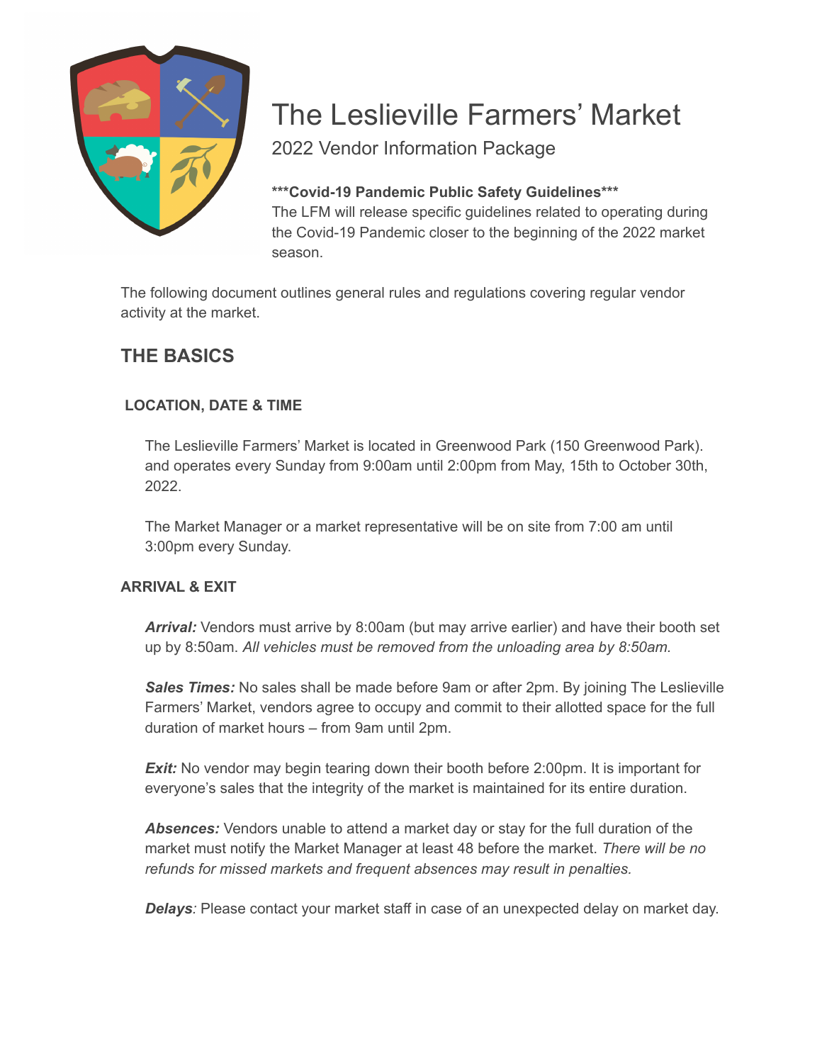# The Leslieville Farmers' Market

2022 Vendor Information Package

**\*\*\*Covid-19 Pandemic Public Safety Guidelines\*\*\***
The LFM will release specific guidelines related to operating during the Covid-19 Pandemic closer to the beginning of the 2022 market season.

The following document outlines general rules and regulations covering regular vendor activity at the market.

## THE BASICS

### LOCATION, DATE & TIME

The Leslieville Farmers' Market is located in Greenwood Park (150 Greenwood Park). and operates every Sunday from 9:00am until 2:00pm from May, 15th to October 30th, 2022.

The Market Manager or a market representative will be on site from 7:00 am until 3:00pm every Sunday.

### ARRIVAL & EXIT

***Arrival:*** Vendors must arrive by 8:00am (but may arrive earlier) and have their booth set up by 8:50am. *All vehicles must be removed from the unloading area by 8:50am.*

***Sales Times:*** No sales shall be made before 9am or after 2pm. By joining The Leslieville Farmers' Market, vendors agree to occupy and commit to their allotted space for the full duration of market hours – from 9am until 2pm.

***Exit:*** No vendor may begin tearing down their booth before 2:00pm. It is important for everyone's sales that the integrity of the market is maintained for its entire duration.

***Absences:*** Vendors unable to attend a market day or stay for the full duration of the market must notify the Market Manager at least 48 before the market. *There will be no refunds for missed markets and frequent absences may result in penalties.*

***Delays****:* Please contact your market staff in case of an unexpected delay on market day.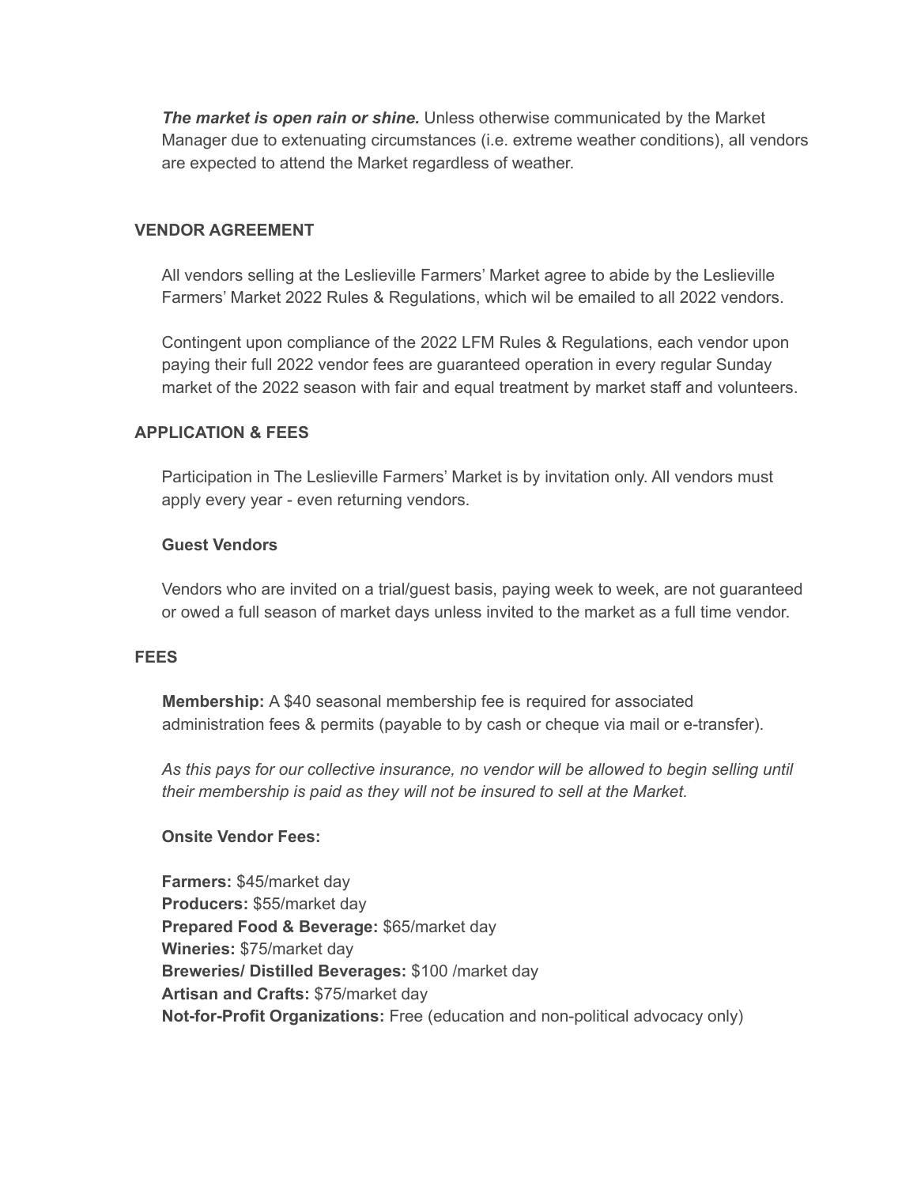***The market is open rain or shine.*** Unless otherwise communicated by the Market Manager due to extenuating circumstances (i.e. extreme weather conditions), all vendors are expected to attend the Market regardless of weather.

## VENDOR AGREEMENT

All vendors selling at the Leslieville Farmers' Market agree to abide by the Leslieville Farmers' Market 2022 Rules & Regulations, which wil be emailed to all 2022 vendors.

Contingent upon compliance of the 2022 LFM Rules & Regulations, each vendor upon paying their full 2022 vendor fees are guaranteed operation in every regular Sunday market of the 2022 season with fair and equal treatment by market staff and volunteers.

## APPLICATION & FEES

Participation in The Leslieville Farmers' Market is by invitation only. All vendors must apply every year - even returning vendors.

### Guest Vendors

Vendors who are invited on a trial/guest basis, paying week to week, are not guaranteed or owed a full season of market days unless invited to the market as a full time vendor.

## FEES

**Membership:** A $40 seasonal membership fee is required for associated administration fees & permits (payable to by cash or cheque via mail or e-transfer).

*As this pays for our collective insurance, no vendor will be allowed to begin selling until their membership is paid as they will not be insured to sell at the Market.*

**Onsite Vendor Fees:**

**Farmers:** $45/market day  
**Producers:** $55/market day  
**Prepared Food & Beverage:** $65/market day  
**Wineries:** $75/market day  
**Breweries/ Distilled Beverages:** $100 /market day  
**Artisan and Crafts:** $75/market day  
**Not-for-Profit Organizations:** Free (education and non-political advocacy only)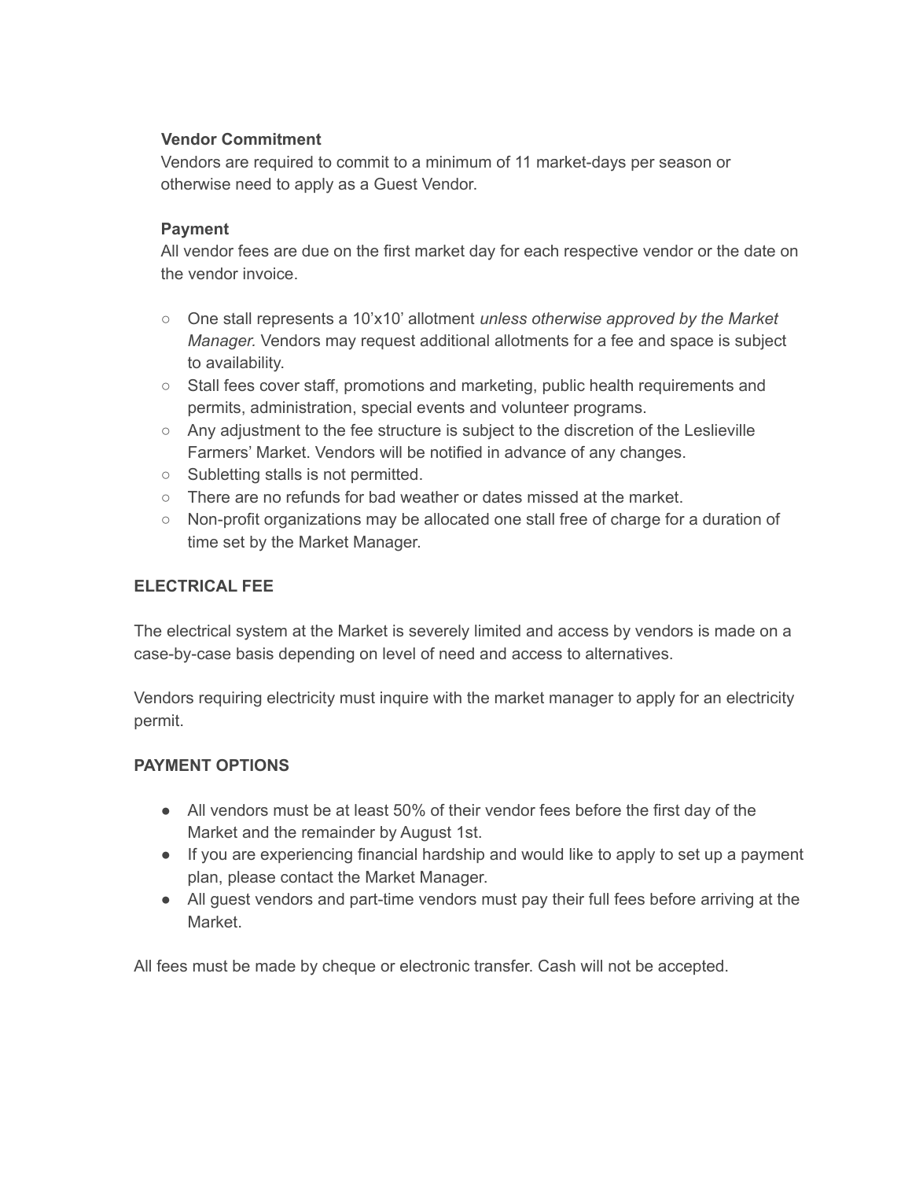**Vendor Commitment**

Vendors are required to commit to a minimum of 11 market-days per season or otherwise need to apply as a Guest Vendor.

**Payment**

All vendor fees are due on the first market day for each respective vendor or the date on the vendor invoice.

- One stall represents a 10'x10' allotment *unless otherwise approved by the Market Manager.* Vendors may request additional allotments for a fee and space is subject to availability.
- Stall fees cover staff, promotions and marketing, public health requirements and permits, administration, special events and volunteer programs.
- Any adjustment to the fee structure is subject to the discretion of the Leslieville Farmers' Market. Vendors will be notified in advance of any changes.
- Subletting stalls is not permitted.
- There are no refunds for bad weather or dates missed at the market.
- Non-profit organizations may be allocated one stall free of charge for a duration of time set by the Market Manager.

## ELECTRICAL FEE

The electrical system at the Market is severely limited and access by vendors is made on a case-by-case basis depending on level of need and access to alternatives.

Vendors requiring electricity must inquire with the market manager to apply for an electricity permit.

## PAYMENT OPTIONS

- All vendors must be at least 50% of their vendor fees before the first day of the Market and the remainder by August 1st.
- If you are experiencing financial hardship and would like to apply to set up a payment plan, please contact the Market Manager.
- All guest vendors and part-time vendors must pay their full fees before arriving at the Market.

All fees must be made by cheque or electronic transfer. Cash will not be accepted.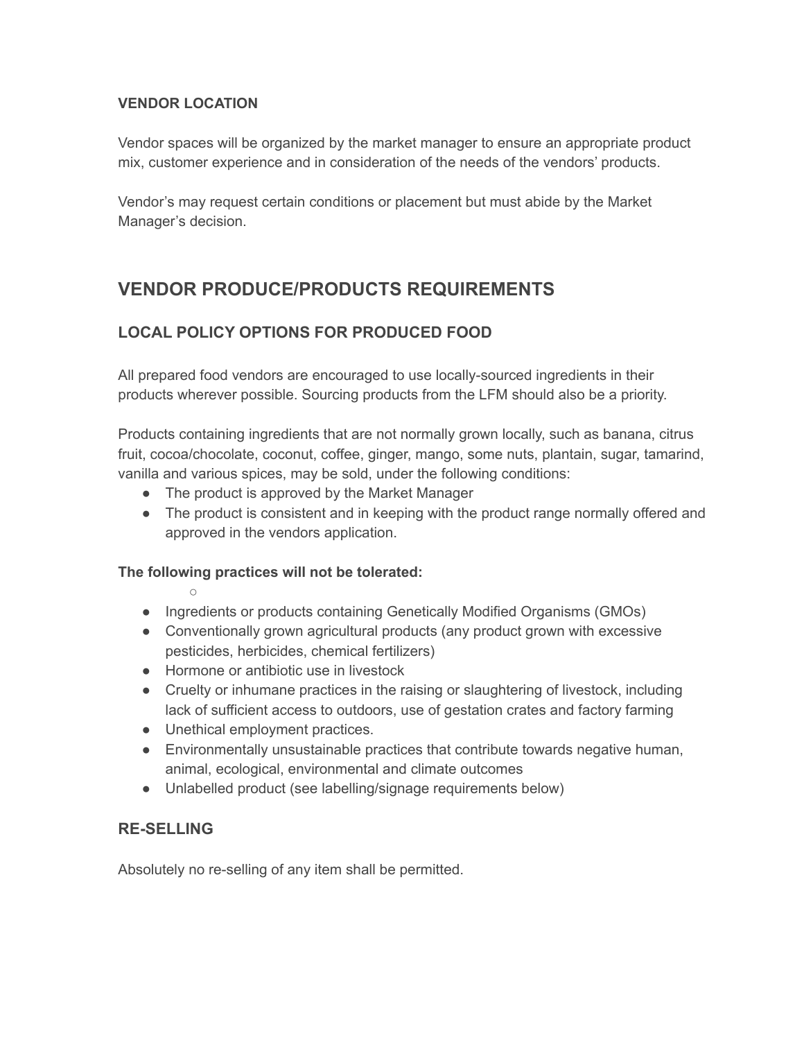**VENDOR LOCATION**

Vendor spaces will be organized by the market manager to ensure an appropriate product mix, customer experience and in consideration of the needs of the vendors' products.

Vendor's may request certain conditions or placement but must abide by the Market Manager's decision.

## VENDOR PRODUCE/PRODUCTS REQUIREMENTS

### LOCAL POLICY OPTIONS FOR PRODUCED FOOD

All prepared food vendors are encouraged to use locally-sourced ingredients in their products wherever possible. Sourcing products from the LFM should also be a priority.

Products containing ingredients that are not normally grown locally, such as banana, citrus fruit, cocoa/chocolate, coconut, coffee, ginger, mango, some nuts, plantain, sugar, tamarind, vanilla and various spices, may be sold, under the following conditions:

- The product is approved by the Market Manager
- The product is consistent and in keeping with the product range normally offered and approved in the vendors application.

**The following practices will not be tolerated:**

- Ingredients or products containing Genetically Modified Organisms (GMOs)
- Conventionally grown agricultural products (any product grown with excessive pesticides, herbicides, chemical fertilizers)
- Hormone or antibiotic use in livestock
- Cruelty or inhumane practices in the raising or slaughtering of livestock, including lack of sufficient access to outdoors, use of gestation crates and factory farming
- Unethical employment practices.
- Environmentally unsustainable practices that contribute towards negative human, animal, ecological, environmental and climate outcomes
- Unlabelled product (see labelling/signage requirements below)

### RE-SELLING

Absolutely no re-selling of any item shall be permitted.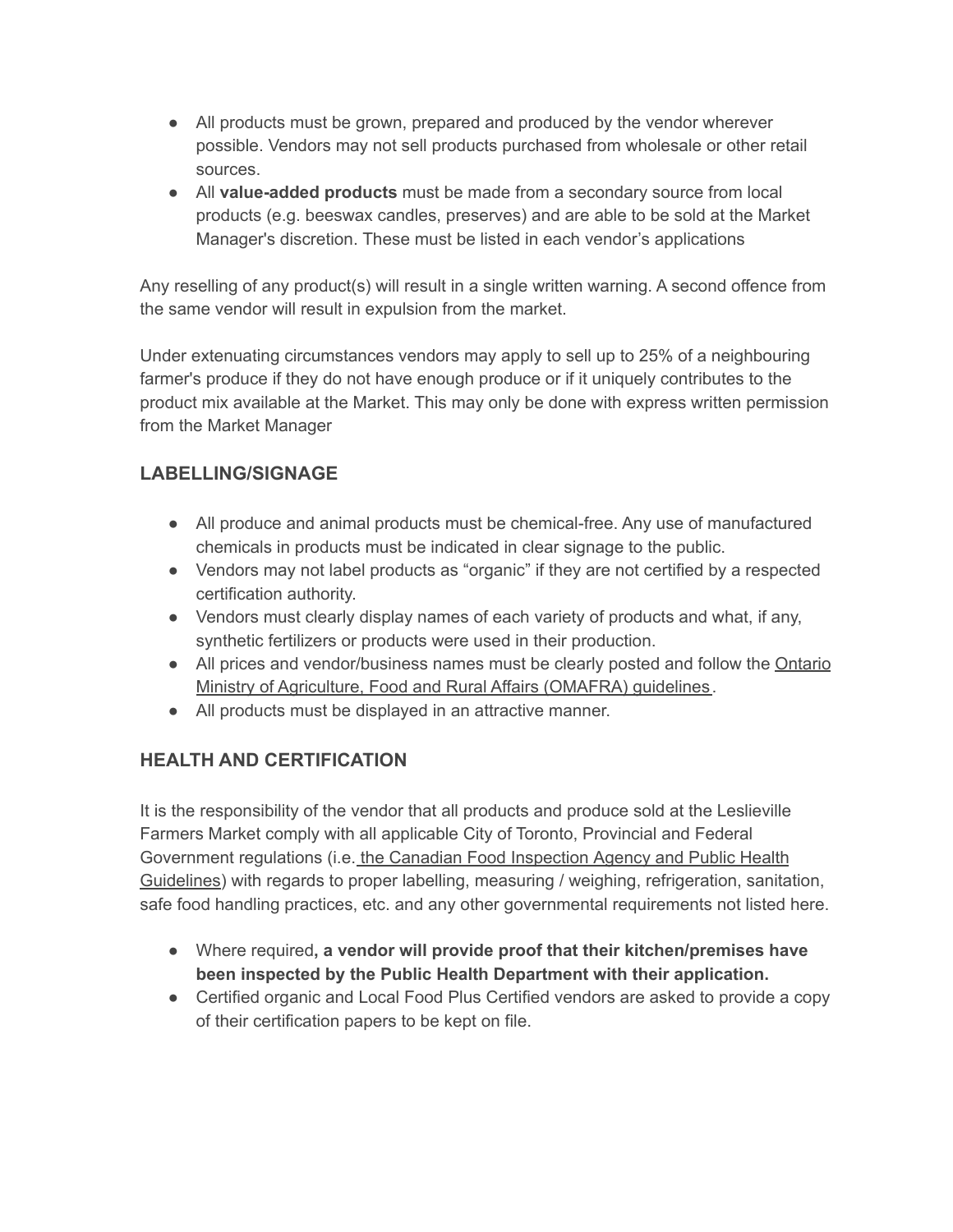- All products must be grown, prepared and produced by the vendor wherever possible. Vendors may not sell products purchased from wholesale or other retail sources.
- All **value-added products** must be made from a secondary source from local products (e.g. beeswax candles, preserves) and are able to be sold at the Market Manager's discretion. These must be listed in each vendor's applications

Any reselling of any product(s) will result in a single written warning. A second offence from the same vendor will result in expulsion from the market.

Under extenuating circumstances vendors may apply to sell up to 25% of a neighbouring farmer's produce if they do not have enough produce or if it uniquely contributes to the product mix available at the Market. This may only be done with express written permission from the Market Manager

## LABELLING/SIGNAGE

- All produce and animal products must be chemical-free. Any use of manufactured chemicals in products must be indicated in clear signage to the public.
- Vendors may not label products as "organic" if they are not certified by a respected certification authority.
- Vendors must clearly display names of each variety of products and what, if any, synthetic fertilizers or products were used in their production.
- All prices and vendor/business names must be clearly posted and follow the Ontario Ministry of Agriculture, Food and Rural Affairs (OMAFRA) guidelines.
- All products must be displayed in an attractive manner.

## HEALTH AND CERTIFICATION

It is the responsibility of the vendor that all products and produce sold at the Leslieville Farmers Market comply with all applicable City of Toronto, Provincial and Federal Government regulations (i.e. the Canadian Food Inspection Agency and Public Health Guidelines) with regards to proper labelling, measuring / weighing, refrigeration, sanitation, safe food handling practices, etc. and any other governmental requirements not listed here.

- Where required**, a vendor will provide proof that their kitchen/premises have been inspected by the Public Health Department with their application.**
- Certified organic and Local Food Plus Certified vendors are asked to provide a copy of their certification papers to be kept on file.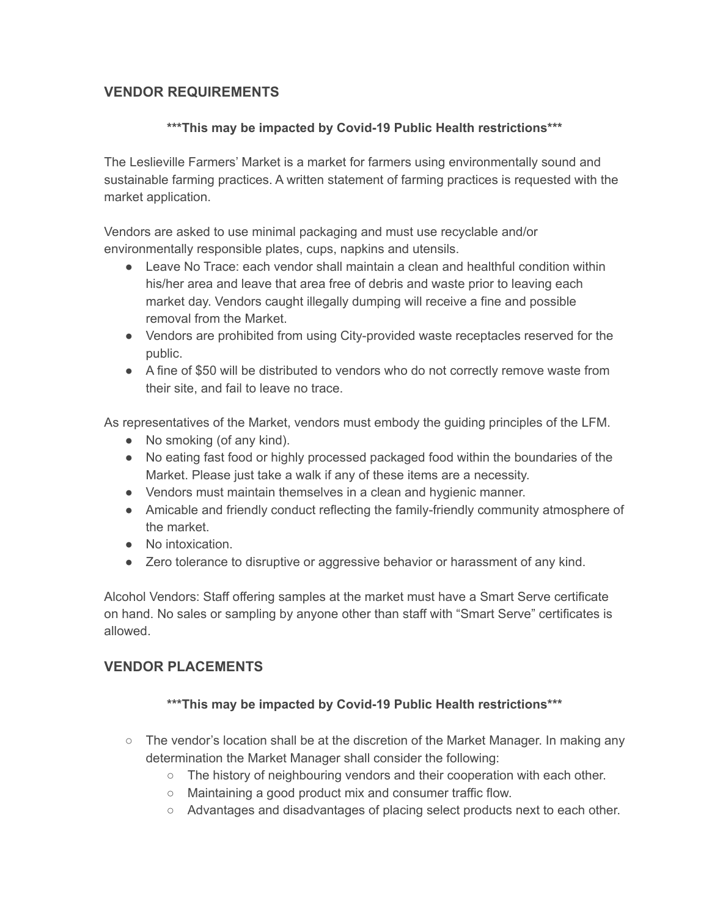## VENDOR REQUIREMENTS

**\*\*\*This may be impacted by Covid-19 Public Health restrictions\*\*\***

The Leslieville Farmers' Market is a market for farmers using environmentally sound and sustainable farming practices. A written statement of farming practices is requested with the market application.

Vendors are asked to use minimal packaging and must use recyclable and/or environmentally responsible plates, cups, napkins and utensils.

- Leave No Trace: each vendor shall maintain a clean and healthful condition within his/her area and leave that area free of debris and waste prior to leaving each market day. Vendors caught illegally dumping will receive a fine and possible removal from the Market.
- Vendors are prohibited from using City-provided waste receptacles reserved for the public.
- A fine of $50 will be distributed to vendors who do not correctly remove waste from their site, and fail to leave no trace.

As representatives of the Market, vendors must embody the guiding principles of the LFM.

- No smoking (of any kind).
- No eating fast food or highly processed packaged food within the boundaries of the Market. Please just take a walk if any of these items are a necessity.
- Vendors must maintain themselves in a clean and hygienic manner.
- Amicable and friendly conduct reflecting the family-friendly community atmosphere of the market.
- No intoxication.
- Zero tolerance to disruptive or aggressive behavior or harassment of any kind.

Alcohol Vendors: Staff offering samples at the market must have a Smart Serve certificate on hand. No sales or sampling by anyone other than staff with "Smart Serve" certificates is allowed.

## VENDOR PLACEMENTS

**\*\*\*This may be impacted by Covid-19 Public Health restrictions\*\*\***

- The vendor's location shall be at the discretion of the Market Manager. In making any determination the Market Manager shall consider the following:
  - The history of neighbouring vendors and their cooperation with each other.
  - Maintaining a good product mix and consumer traffic flow.
  - Advantages and disadvantages of placing select products next to each other.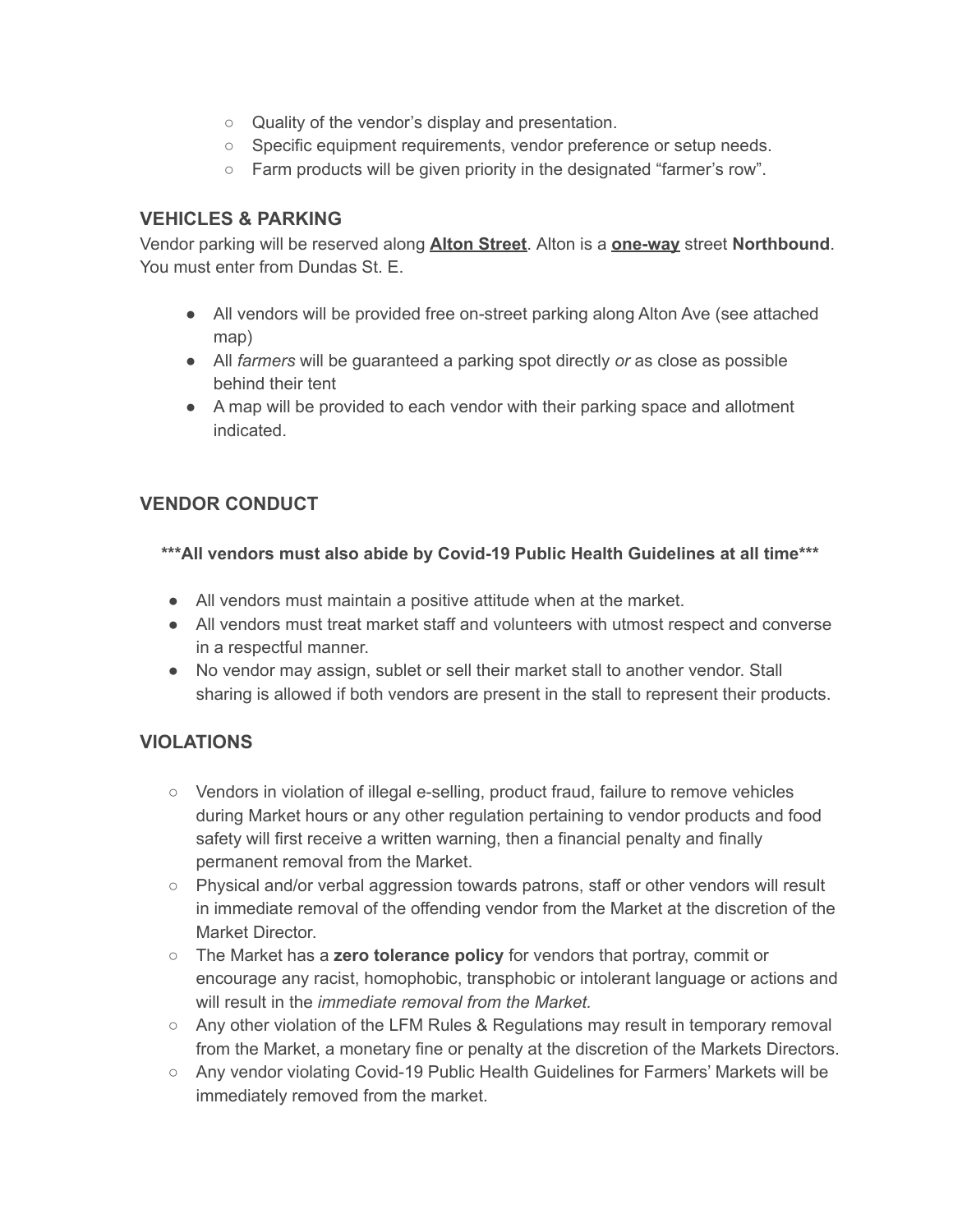- Quality of the vendor's display and presentation.
- Specific equipment requirements, vendor preference or setup needs.
- Farm products will be given priority in the designated "farmer's row".

### VEHICLES & PARKING

Vendor parking will be reserved along **Alton Street**. Alton is a **one-way** street **Northbound**. You must enter from Dundas St. E.

- All vendors will be provided free on-street parking along Alton Ave (see attached map)
- All *farmers* will be guaranteed a parking spot directly *or* as close as possible behind their tent
- A map will be provided to each vendor with their parking space and allotment indicated.

### VENDOR CONDUCT

**\*\*\*All vendors must also abide by Covid-19 Public Health Guidelines at all time\*\*\***

- All vendors must maintain a positive attitude when at the market.
- All vendors must treat market staff and volunteers with utmost respect and converse in a respectful manner.
- No vendor may assign, sublet or sell their market stall to another vendor. Stall sharing is allowed if both vendors are present in the stall to represent their products.

### VIOLATIONS

- Vendors in violation of illegal e-selling, product fraud, failure to remove vehicles during Market hours or any other regulation pertaining to vendor products and food safety will first receive a written warning, then a financial penalty and finally permanent removal from the Market.
- Physical and/or verbal aggression towards patrons, staff or other vendors will result in immediate removal of the offending vendor from the Market at the discretion of the Market Director.
- The Market has a **zero tolerance policy** for vendors that portray, commit or encourage any racist, homophobic, transphobic or intolerant language or actions and will result in the *immediate removal from the Market.*
- Any other violation of the LFM Rules & Regulations may result in temporary removal from the Market, a monetary fine or penalty at the discretion of the Markets Directors.
- Any vendor violating Covid-19 Public Health Guidelines for Farmers' Markets will be immediately removed from the market.